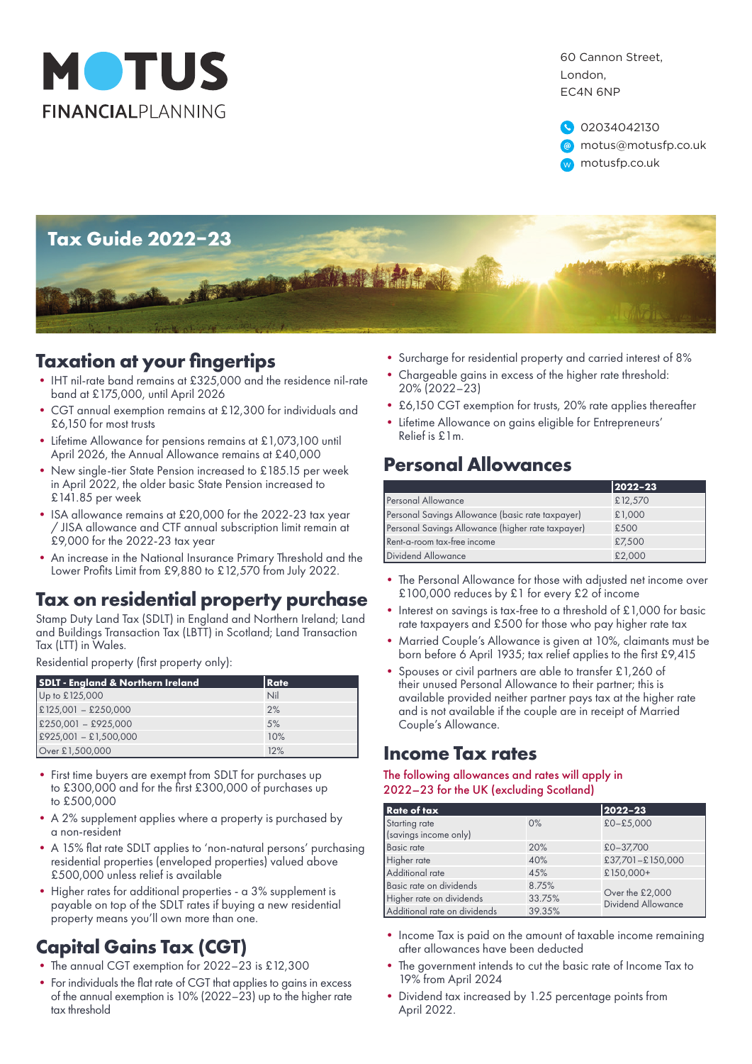# MOTUS FINANCIALPLANNING

60 Cannon Street,
London,
EC4N 6NP

02034042130
motus@motusfp.co.uk
motusfp.co.uk

# Tax Guide 2022–23

## Taxation at your fingertips

- IHT nil-rate band remains at £325,000 and the residence nil-rate band at £175,000, until April 2026
- CGT annual exemption remains at £12,300 for individuals and £6,150 for most trusts
- Lifetime Allowance for pensions remains at £1,073,100 until April 2026, the Annual Allowance remains at £40,000
- New single-tier State Pension increased to £185.15 per week in April 2022, the older basic State Pension increased to £141.85 per week
- ISA allowance remains at £20,000 for the 2022-23 tax year / JISA allowance and CTF annual subscription limit remain at £9,000 for the 2022-23 tax year
- An increase in the National Insurance Primary Threshold and the Lower Profits Limit from £9,880 to £12,570 from July 2022.

## Tax on residential property purchase

Stamp Duty Land Tax (SDLT) in England and Northern Ireland; Land and Buildings Transaction Tax (LBTT) in Scotland; Land Transaction Tax (LTT) in Wales.

Residential property (first property only):

| SDLT - England & Northern Ireland | Rate |
|---|---|
| Up to £125,000 | Nil |
| £125,001 – £250,000 | 2% |
| £250,001 – £925,000 | 5% |
| £925,001 – £1,500,000 | 10% |
| Over £1,500,000 | 12% |

- First time buyers are exempt from SDLT for purchases up to £300,000 and for the first £300,000 of purchases up to £500,000
- A 2% supplement applies where a property is purchased by a non-resident
- A 15% flat rate SDLT applies to 'non-natural persons' purchasing residential properties (enveloped properties) valued above £500,000 unless relief is available
- Higher rates for additional properties - a 3% supplement is payable on top of the SDLT rates if buying a new residential property means you'll own more than one.

## Capital Gains Tax (CGT)

- The annual CGT exemption for 2022–23 is £12,300
- For individuals the flat rate of CGT that applies to gains in excess of the annual exemption is 10% (2022–23) up to the higher rate tax threshold
- Surcharge for residential property and carried interest of 8%
- Chargeable gains in excess of the higher rate threshold: 20% (2022–23)
- £6,150 CGT exemption for trusts, 20% rate applies thereafter
- Lifetime Allowance on gains eligible for Entrepreneurs' Relief is £1m.

## Personal Allowances

| | 2022–23 |
|---|---|
| Personal Allowance | £12,570 |
| Personal Savings Allowance (basic rate taxpayer) | £1,000 |
| Personal Savings Allowance (higher rate taxpayer) | £500 |
| Rent-a-room tax-free income | £7,500 |
| Dividend Allowance | £2,000 |

- The Personal Allowance for those with adjusted net income over £100,000 reduces by £1 for every £2 of income
- Interest on savings is tax-free to a threshold of £1,000 for basic rate taxpayers and £500 for those who pay higher rate tax
- Married Couple's Allowance is given at 10%, claimants must be born before 6 April 1935; tax relief applies to the first £9,415
- Spouses or civil partners are able to transfer £1,260 of their unused Personal Allowance to their partner; this is available provided neither partner pays tax at the higher rate and is not available if the couple are in receipt of Married Couple's Allowance.

## Income Tax rates

The following allowances and rates will apply in 2022–23 for the UK (excluding Scotland)

| Rate of tax | | 2022–23 |
|---|---|---|
| Starting rate (savings income only) | 0% | £0–£5,000 |
| Basic rate | 20% | £0–37,700 |
| Higher rate | 40% | £37,701–£150,000 |
| Additional rate | 45% | £150,000+ |
| Basic rate on dividends | 8.75% | Over the £2,000 Dividend Allowance |
| Higher rate on dividends | 33.75% | |
| Additional rate on dividends | 39.35% | |

- Income Tax is paid on the amount of taxable income remaining after allowances have been deducted
- The government intends to cut the basic rate of Income Tax to 19% from April 2024
- Dividend tax increased by 1.25 percentage points from April 2022.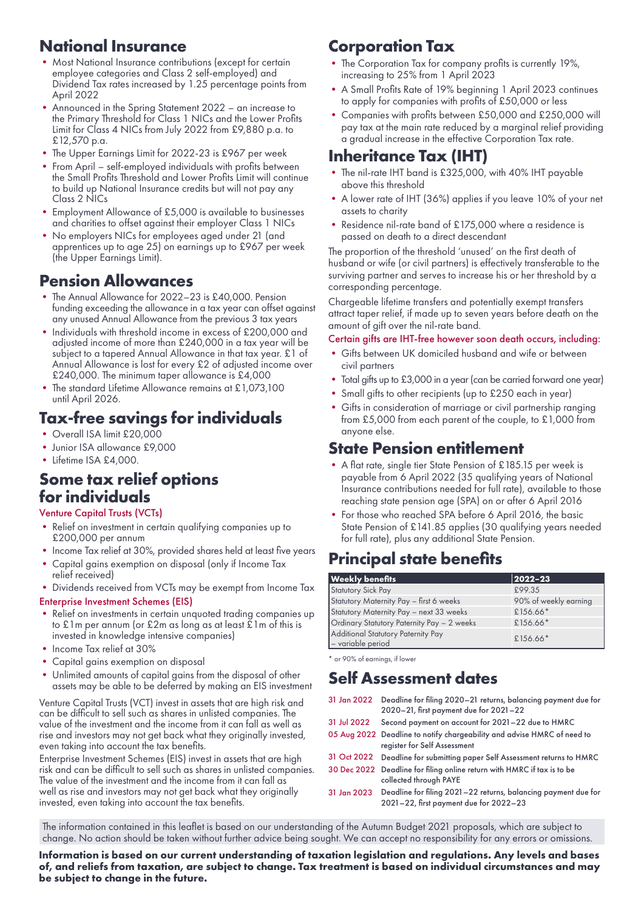## National Insurance

- Most National Insurance contributions (except for certain employee categories and Class 2 self-employed) and Dividend Tax rates increased by 1.25 percentage points from April 2022
- Announced in the Spring Statement 2022 – an increase to the Primary Threshold for Class 1 NICs and the Lower Profits Limit for Class 4 NICs from July 2022 from £9,880 p.a. to £12,570 p.a.
- The Upper Earnings Limit for 2022-23 is £967 per week
- From April – self-employed individuals with profits between the Small Profits Threshold and Lower Profits Limit will continue to build up National Insurance credits but will not pay any Class 2 NICs
- Employment Allowance of £5,000 is available to businesses and charities to offset against their employer Class 1 NICs
- No employers NICs for employees aged under 21 (and apprentices up to age 25) on earnings up to £967 per week (the Upper Earnings Limit).

## Pension Allowances

- The Annual Allowance for 2022–23 is £40,000. Pension funding exceeding the allowance in a tax year can offset against any unused Annual Allowance from the previous 3 tax years
- Individuals with threshold income in excess of £200,000 and adjusted income of more than £240,000 in a tax year will be subject to a tapered Annual Allowance in that tax year. £1 of Annual Allowance is lost for every £2 of adjusted income over £240,000. The minimum taper allowance is £4,000
- The standard Lifetime Allowance remains at £1,073,100 until April 2026.

## Tax-free savings for individuals

- Overall ISA limit £20,000
- Junior ISA allowance £9,000
- Lifetime ISA £4,000.

## Some tax relief options for individuals

### Venture Capital Trusts (VCTs)

- Relief on investment in certain qualifying companies up to £200,000 per annum
- Income Tax relief at 30%, provided shares held at least five years
- Capital gains exemption on disposal (only if Income Tax relief received)
- Dividends received from VCTs may be exempt from Income Tax

### Enterprise Investment Schemes (EIS)

- Relief on investments in certain unquoted trading companies up to £1m per annum (or £2m as long as at least £1m of this is invested in knowledge intensive companies)
- Income Tax relief at 30%
- Capital gains exemption on disposal
- Unlimited amounts of capital gains from the disposal of other assets may be able to be deferred by making an EIS investment

Venture Capital Trusts (VCT) invest in assets that are high risk and can be difficult to sell such as shares in unlisted companies. The value of the investment and the income from it can fall as well as rise and investors may not get back what they originally invested, even taking into account the tax benefits.

Enterprise Investment Schemes (EIS) invest in assets that are high risk and can be difficult to sell such as shares in unlisted companies. The value of the investment and the income from it can fall as well as rise and investors may not get back what they originally invested, even taking into account the tax benefits.

## Corporation Tax

- The Corporation Tax for company profits is currently 19%, increasing to 25% from 1 April 2023
- A Small Profits Rate of 19% beginning 1 April 2023 continues to apply for companies with profits of £50,000 or less
- Companies with profits between £50,000 and £250,000 will pay tax at the main rate reduced by a marginal relief providing a gradual increase in the effective Corporation Tax rate.

## Inheritance Tax (IHT)

- The nil-rate IHT band is £325,000, with 40% IHT payable above this threshold
- A lower rate of IHT (36%) applies if you leave 10% of your net assets to charity
- Residence nil-rate band of £175,000 where a residence is passed on death to a direct descendant

The proportion of the threshold 'unused' on the first death of husband or wife (or civil partners) is effectively transferable to the surviving partner and serves to increase his or her threshold by a corresponding percentage.

Chargeable lifetime transfers and potentially exempt transfers attract taper relief, if made up to seven years before death on the amount of gift over the nil-rate band.

Certain gifts are IHT-free however soon death occurs, including:

- Gifts between UK domiciled husband and wife or between civil partners
- Total gifts up to £3,000 in a year (can be carried forward one year)
- Small gifts to other recipients (up to £250 each in year)
- Gifts in consideration of marriage or civil partnership ranging from £5,000 from each parent of the couple, to £1,000 from anyone else.

## State Pension entitlement

- A flat rate, single tier State Pension of £185.15 per week is payable from 6 April 2022 (35 qualifying years of National Insurance contributions needed for full rate), available to those reaching state pension age (SPA) on or after 6 April 2016
- For those who reached SPA before 6 April 2016, the basic State Pension of £141.85 applies (30 qualifying years needed for full rate), plus any additional State Pension.

## Principal state benefits

| Weekly benefits | 2022–23 |
|---|---|
| Statutory Sick Pay | £99.35 |
| Statutory Maternity Pay – first 6 weeks | 90% of weekly earning |
| Statutory Maternity Pay – next 33 weeks | £156.66* |
| Ordinary Statutory Paternity Pay – 2 weeks | £156.66* |
| Additional Statutory Paternity Pay – variable period | £156.66* |

\* or 90% of earnings, if lower

## Self Assessment dates

| | |
|---|---|
| 31 Jan 2022 | Deadline for filing 2020–21 returns, balancing payment due for 2020–21, first payment due for 2021–22 |
| 31 Jul 2022 | Second payment on account for 2021–22 due to HMRC |
| 05 Aug 2022 | Deadline to notify chargeability and advise HMRC of need to register for Self Assessment |
| 31 Oct 2022 | Deadline for submitting paper Self Assessment returns to HMRC |
| 30 Dec 2022 | Deadline for filing online return with HMRC if tax is to be collected through PAYE |
| 31 Jan 2023 | Deadline for filing 2021–22 returns, balancing payment due for 2021–22, first payment due for 2022–23 |

The information contained in this leaflet is based on our understanding of the Autumn Budget 2021 proposals, which are subject to change. No action should be taken without further advice being sought. We can accept no responsibility for any errors or omissions.

**Information is based on our current understanding of taxation legislation and regulations. Any levels and bases of, and reliefs from taxation, are subject to change. Tax treatment is based on individual circumstances and may be subject to change in the future.**